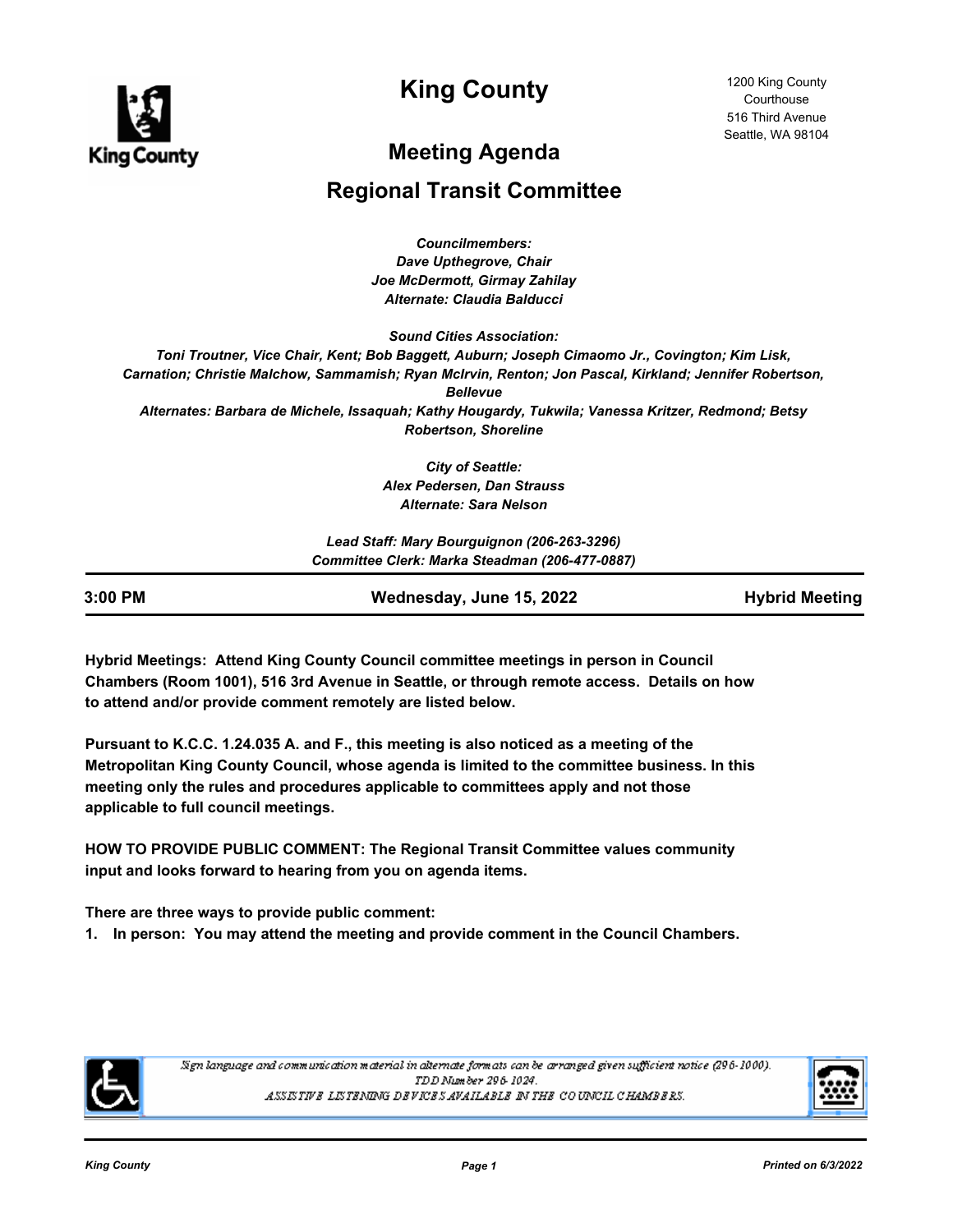# King County

1200 King County Courthouse
516 Third Avenue
Seattle, WA 98104

## Meeting Agenda

## Regional Transit Committee

*Councilmembers:*
*Dave Upthegrove, Chair*
*Joe McDermott, Girmay Zahilay*
*Alternate: Claudia Balducci*

*Sound Cities Association:*
*Toni Troutner, Vice Chair, Kent; Bob Baggett, Auburn; Joseph Cimaomo Jr., Covington; Kim Lisk, Carnation; Christie Malchow, Sammamish; Ryan McIrvin, Renton; Jon Pascal, Kirkland; Jennifer Robertson, Bellevue*
*Alternates: Barbara de Michele, Issaquah; Kathy Hougardy, Tukwila; Vanessa Kritzer, Redmond; Betsy Robertson, Shoreline*

*City of Seattle:*
*Alex Pedersen, Dan Strauss*
*Alternate: Sara Nelson*

*Lead Staff: Mary Bourguignon (206-263-3296)*
*Committee Clerk: Marka Steadman (206-477-0887)*

**3:00 PM** | **Wednesday, June 15, 2022** | **Hybrid Meeting**

**Hybrid Meetings: Attend King County Council committee meetings in person in Council Chambers (Room 1001), 516 3rd Avenue in Seattle, or through remote access. Details on how to attend and/or provide comment remotely are listed below.**

**Pursuant to K.C.C. 1.24.035 A. and F., this meeting is also noticed as a meeting of the Metropolitan King County Council, whose agenda is limited to the committee business. In this meeting only the rules and procedures applicable to committees apply and not those applicable to full council meetings.**

**HOW TO PROVIDE PUBLIC COMMENT: The Regional Transit Committee values community input and looks forward to hearing from you on agenda items.**

**There are three ways to provide public comment:**

**1. In person: You may attend the meeting and provide comment in the Council Chambers.**

*Sign language and communication material in alternate formats can be arranged given sufficient notice (296-1000).*
*TDD Number 296-1024.*
*ASSISTIVE LISTENING DEVICES AVAILABLE IN THE COUNCIL CHAMBERS.*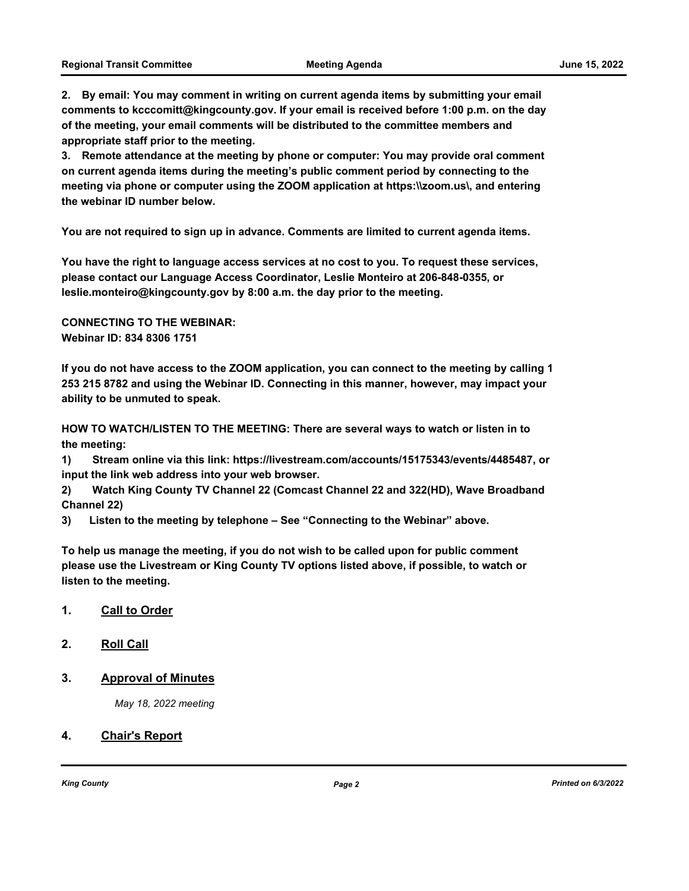**2. By email: You may comment in writing on current agenda items by submitting your email comments to kcccomitt@kingcounty.gov. If your email is received before 1:00 p.m. on the day of the meeting, your email comments will be distributed to the committee members and appropriate staff prior to the meeting.**

**3. Remote attendance at the meeting by phone or computer: You may provide oral comment on current agenda items during the meeting's public comment period by connecting to the meeting via phone or computer using the ZOOM application at https:\\zoom.us\, and entering the webinar ID number below.**

**You are not required to sign up in advance. Comments are limited to current agenda items.**

**You have the right to language access services at no cost to you. To request these services, please contact our Language Access Coordinator, Leslie Monteiro at 206-848-0355, or leslie.monteiro@kingcounty.gov by 8:00 a.m. the day prior to the meeting.**

**CONNECTING TO THE WEBINAR:**
**Webinar ID: 834 8306 1751**

**If you do not have access to the ZOOM application, you can connect to the meeting by calling 1 253 215 8782 and using the Webinar ID. Connecting in this manner, however, may impact your ability to be unmuted to speak.**

**HOW TO WATCH/LISTEN TO THE MEETING: There are several ways to watch or listen in to the meeting:**

**1) Stream online via this link: https://livestream.com/accounts/15175343/events/4485487, or input the link web address into your web browser.**

**2) Watch King County TV Channel 22 (Comcast Channel 22 and 322(HD), Wave Broadband Channel 22)**

**3) Listen to the meeting by telephone – See "Connecting to the Webinar" above.**

**To help us manage the meeting, if you do not wish to be called upon for public comment please use the Livestream or King County TV options listed above, if possible, to watch or listen to the meeting.**

## 1. Call to Order

## 2. Roll Call

## 3. Approval of Minutes

*May 18, 2022 meeting*

## 4. Chair's Report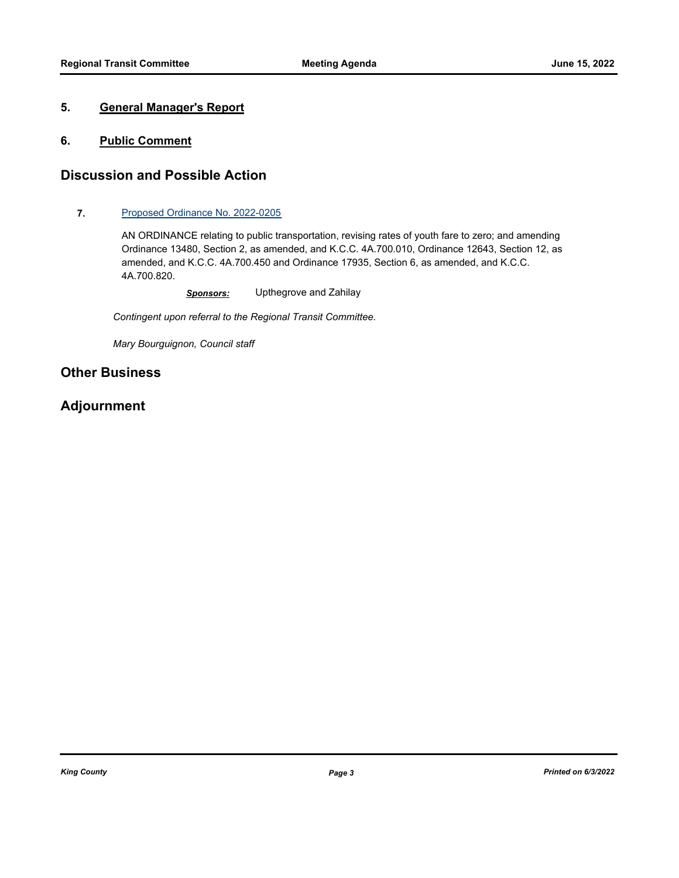## 5. General Manager's Report

## 6. Public Comment

# Discussion and Possible Action

**7.** [Proposed Ordinance No. 2022-0205]

AN ORDINANCE relating to public transportation, revising rates of youth fare to zero; and amending Ordinance 13480, Section 2, as amended, and K.C.C. 4A.700.010, Ordinance 12643, Section 12, as amended, and K.C.C. 4A.700.450 and Ordinance 17935, Section 6, as amended, and K.C.C. 4A.700.820.

***Sponsors:*** Upthegrove and Zahilay

*Contingent upon referral to the Regional Transit Committee.*

*Mary Bourguignon, Council staff*

# Other Business

# Adjournment